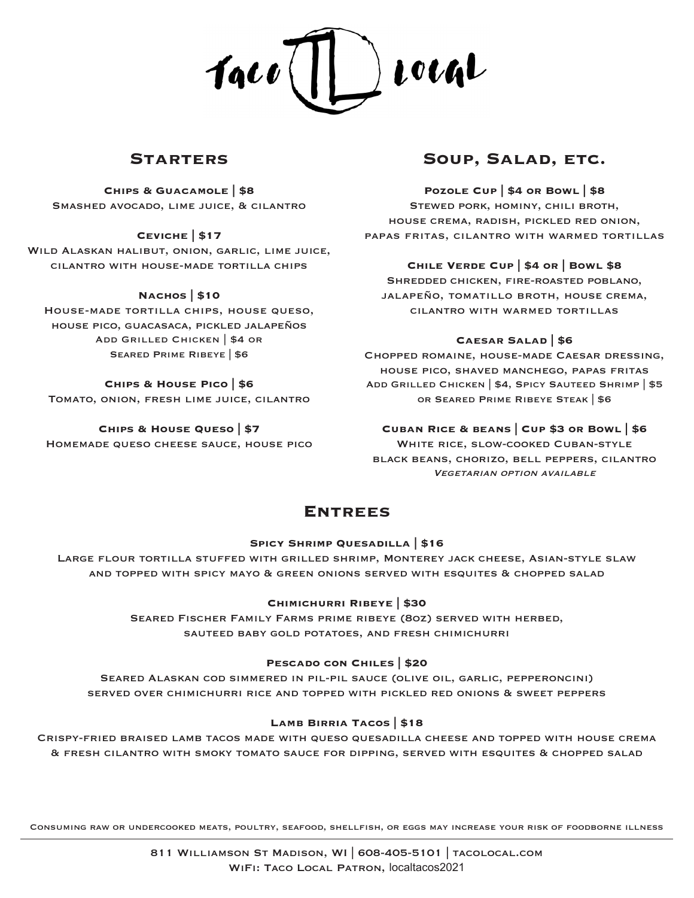# Taco Local

## Starters

**Chips & Guacamole | $8**
Smashed avocado, lime juice, & cilantro

**Ceviche | $17**
Wild Alaskan halibut, onion, garlic, lime juice, cilantro with house-made tortilla chips

**Nachos | $10**
House-made tortilla chips, house queso, house pico, guacasaca, pickled jalapeños
Add Grilled Chicken | $4 or Seared Prime Ribeye | $6

**Chips & House Pico | $6**
Tomato, onion, fresh lime juice, cilantro

**Chips & House Queso | $7**
Homemade queso cheese sauce, house pico

## Soup, Salad, etc.

**Pozole Cup | $4 or Bowl | $8**
Stewed pork, hominy, chili broth, house crema, radish, pickled red onion, papas fritas, cilantro with warmed tortillas

**Chile Verde Cup | $4 or | Bowl $8**
Shredded chicken, fire-roasted poblano, jalapeño, tomatillo broth, house crema, cilantro with warmed tortillas

**Caesar Salad | $6**
Chopped romaine, house-made Caesar dressing, house pico, shaved manchego, papas fritas
Add Grilled Chicken | $4, Spicy Sauteed Shrimp | $5 or Seared Prime Ribeye Steak | $6

**Cuban Rice & beans | Cup $3 or Bowl | $6**
White rice, slow-cooked Cuban-style black beans, chorizo, bell peppers, cilantro
*Vegetarian option available*

## Entrees

**Spicy Shrimp Quesadilla | $16**
Large flour tortilla stuffed with grilled shrimp, Monterey jack cheese, Asian-style slaw and topped with spicy mayo & green onions served with esquites & chopped salad

**Chimichurri Ribeye | $30**
Seared Fischer Family Farms prime ribeye (8oz) served with herbed, sauteed baby gold potatoes, and fresh chimichurri

**Pescado con Chiles | $20**
Seared Alaskan cod simmered in pil-pil sauce (olive oil, garlic, pepperoncini) served over chimichurri rice and topped with pickled red onions & sweet peppers

**Lamb Birria Tacos | $18**
Crispy-fried braised lamb tacos made with queso quesadilla cheese and topped with house crema & fresh cilantro with smoky tomato sauce for dipping, served with esquites & chopped salad

Consuming raw or undercooked meats, poultry, seafood, shellfish, or eggs may increase your risk of foodborne illness

811 Williamson St Madison, WI | 608-405-5101 | tacolocal.com
WiFi: Taco Local Patron, localtacos2021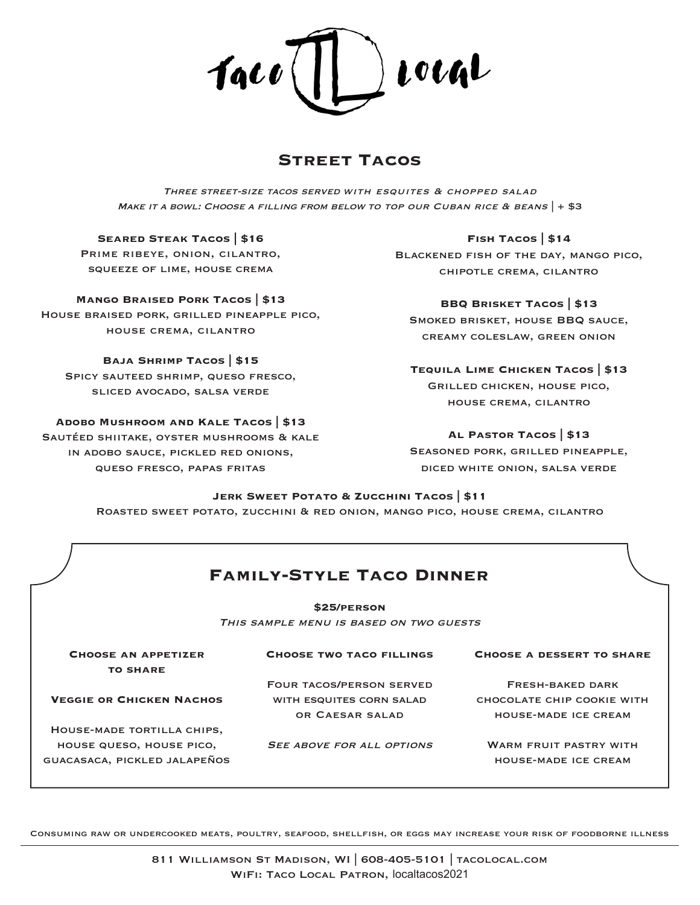# Taco Local

## Street Tacos

*Three street-size tacos served with esquites & chopped salad*
*Make it a bowl: Choose a filling from below to top our Cuban rice & beans | + $3*

**Seared Steak Tacos | $16**
Prime ribeye, onion, cilantro, squeeze of lime, house crema

**Mango Braised Pork Tacos | $13**
House braised pork, grilled pineapple pico, house crema, cilantro

**Baja Shrimp Tacos | $15**
Spicy sauteed shrimp, queso fresco, sliced avocado, salsa verde

**Adobo Mushroom and Kale Tacos | $13**
Sautéed shiitake, oyster mushrooms & kale in adobo sauce, pickled red onions, queso fresco, papas fritas

**Fish Tacos | $14**
Blackened fish of the day, mango pico, chipotle crema, cilantro

**BBQ Brisket Tacos | $13**
Smoked brisket, house BBQ sauce, creamy coleslaw, green onion

**Tequila Lime Chicken Tacos | $13**
Grilled chicken, house pico, house crema, cilantro

**Al Pastor Tacos | $13**
Seasoned pork, grilled pineapple, diced white onion, salsa verde

**Jerk Sweet Potato & Zucchini Tacos | $11**
Roasted sweet potato, zucchini & red onion, mango pico, house crema, cilantro

## Family-Style Taco Dinner

**$25/person**
*This sample menu is based on two guests*

**Choose an appetizer to share**

**Veggie or Chicken Nachos**

House-made tortilla chips, house queso, house pico, guacasaca, pickled jalapeños

**Choose two taco fillings**

Four tacos/person served with esquites corn salad or Caesar salad

*See above for all options*

**Choose a dessert to share**

Fresh-baked dark chocolate chip cookie with house-made ice cream

Warm fruit pastry with house-made ice cream

Consuming raw or undercooked meats, poultry, seafood, shellfish, or eggs may increase your risk of foodborne illness

811 Williamson St Madison, WI | 608-405-5101 | tacolocal.com
WiFi: Taco Local Patron, localtacos2021